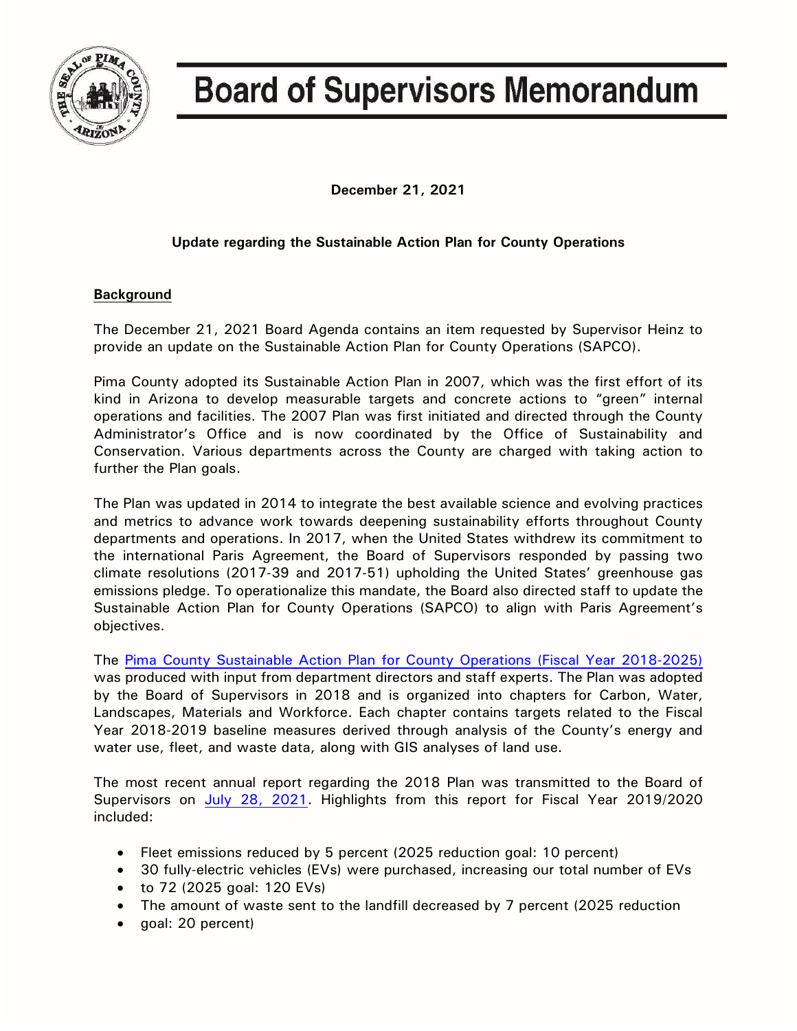# Board of Supervisors Memorandum

**December 21, 2021**

**Update regarding the Sustainable Action Plan for County Operations**

**Background**

The December 21, 2021 Board Agenda contains an item requested by Supervisor Heinz to provide an update on the Sustainable Action Plan for County Operations (SAPCO).

Pima County adopted its Sustainable Action Plan in 2007, which was the first effort of its kind in Arizona to develop measurable targets and concrete actions to "green" internal operations and facilities. The 2007 Plan was first initiated and directed through the County Administrator's Office and is now coordinated by the Office of Sustainability and Conservation. Various departments across the County are charged with taking action to further the Plan goals.

The Plan was updated in 2014 to integrate the best available science and evolving practices and metrics to advance work towards deepening sustainability efforts throughout County departments and operations. In 2017, when the United States withdrew its commitment to the international Paris Agreement, the Board of Supervisors responded by passing two climate resolutions (2017-39 and 2017-51) upholding the United States' greenhouse gas emissions pledge. To operationalize this mandate, the Board also directed staff to update the Sustainable Action Plan for County Operations (SAPCO) to align with Paris Agreement's objectives.

The Pima County Sustainable Action Plan for County Operations (Fiscal Year 2018-2025) was produced with input from department directors and staff experts. The Plan was adopted by the Board of Supervisors in 2018 and is organized into chapters for Carbon, Water, Landscapes, Materials and Workforce. Each chapter contains targets related to the Fiscal Year 2018-2019 baseline measures derived through analysis of the County's energy and water use, fleet, and waste data, along with GIS analyses of land use.

The most recent annual report regarding the 2018 Plan was transmitted to the Board of Supervisors on July 28, 2021. Highlights from this report for Fiscal Year 2019/2020 included:

- Fleet emissions reduced by 5 percent (2025 reduction goal: 10 percent)
- 30 fully-electric vehicles (EVs) were purchased, increasing our total number of EVs
- to 72 (2025 goal: 120 EVs)
- The amount of waste sent to the landfill decreased by 7 percent (2025 reduction
- goal: 20 percent)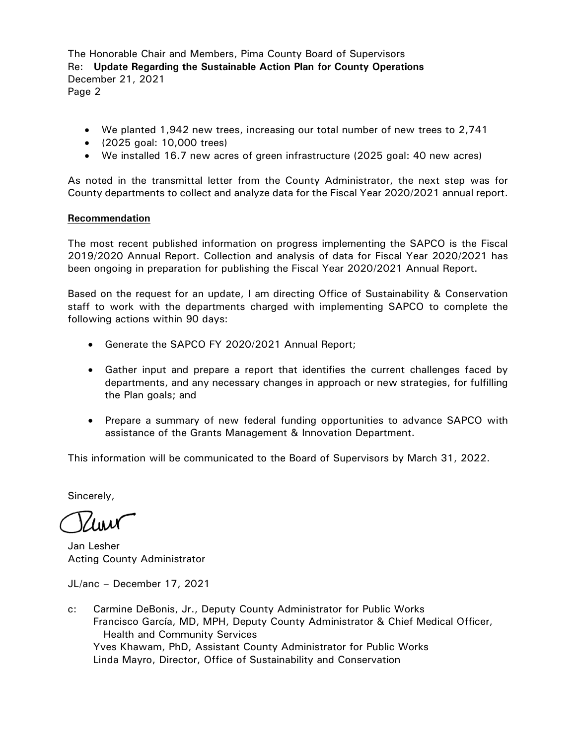- We planted 1,942 new trees, increasing our total number of new trees to 2,741
- (2025 goal: 10,000 trees)
- We installed 16.7 new acres of green infrastructure (2025 goal: 40 new acres)

As noted in the transmittal letter from the County Administrator, the next step was for County departments to collect and analyze data for the Fiscal Year 2020/2021 annual report.

**Recommendation**

The most recent published information on progress implementing the SAPCO is the Fiscal 2019/2020 Annual Report. Collection and analysis of data for Fiscal Year 2020/2021 has been ongoing in preparation for publishing the Fiscal Year 2020/2021 Annual Report.

Based on the request for an update, I am directing Office of Sustainability & Conservation staff to work with the departments charged with implementing SAPCO to complete the following actions within 90 days:

- Generate the SAPCO FY 2020/2021 Annual Report;

- Gather input and prepare a report that identifies the current challenges faced by departments, and any necessary changes in approach or new strategies, for fulfilling the Plan goals; and

- Prepare a summary of new federal funding opportunities to advance SAPCO with assistance of the Grants Management & Innovation Department.

This information will be communicated to the Board of Supervisors by March 31, 2022.

Sincerely,

Jan Lesher
Acting County Administrator

JL/anc – December 17, 2021

c: Carmine DeBonis, Jr., Deputy County Administrator for Public Works
Francisco García, MD, MPH, Deputy County Administrator & Chief Medical Officer, Health and Community Services
Yves Khawam, PhD, Assistant County Administrator for Public Works
Linda Mayro, Director, Office of Sustainability and Conservation